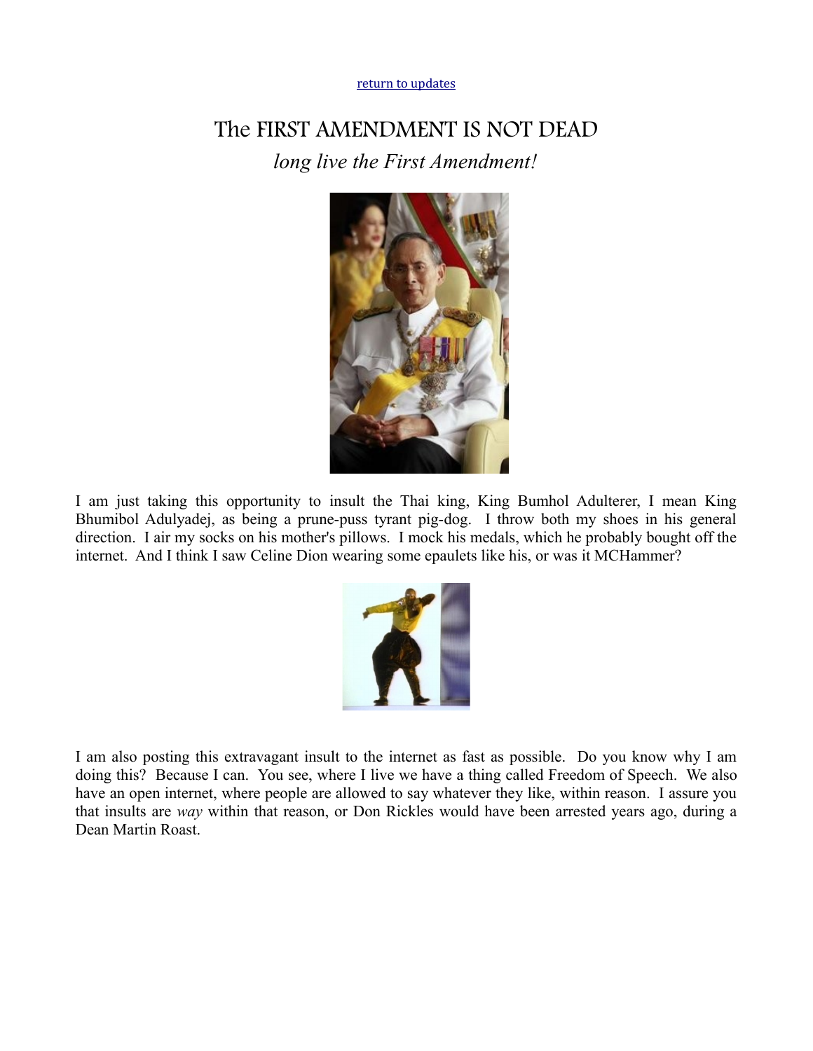[return to updates]

# The FIRST AMENDMENT IS NOT DEAD

*long live the First Amendment!*

I am just taking this opportunity to insult the Thai king, King Bumhol Adulterer, I mean King Bhumibol Adulyadej, as being a prune-puss tyrant pig-dog. I throw both my shoes in his general direction. I air my socks on his mother's pillows. I mock his medals, which he probably bought off the internet. And I think I saw Celine Dion wearing some epaulets like his, or was it MCHammer?

I am also posting this extravagant insult to the internet as fast as possible. Do you know why I am doing this? Because I can. You see, where I live we have a thing called Freedom of Speech. We also have an open internet, where people are allowed to say whatever they like, within reason. I assure you that insults are *way* within that reason, or Don Rickles would have been arrested years ago, during a Dean Martin Roast.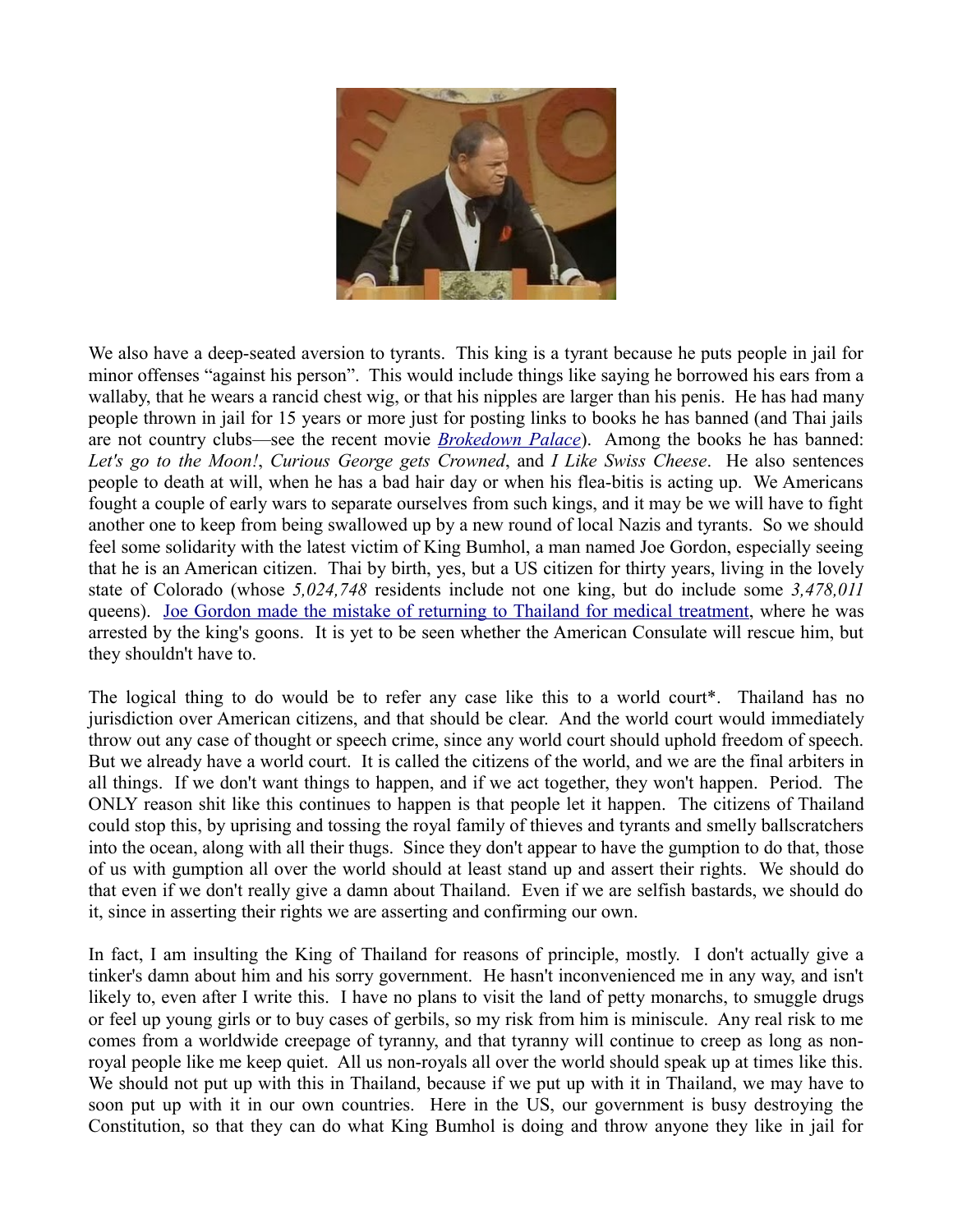We also have a deep-seated aversion to tyrants. This king is a tyrant because he puts people in jail for minor offenses "against his person". This would include things like saying he borrowed his ears from a wallaby, that he wears a rancid chest wig, or that his nipples are larger than his penis. He has had many people thrown in jail for 15 years or more just for posting links to books he has banned (and Thai jails are not country clubs—see the recent movie *Brokedown Palace*). Among the books he has banned: *Let's go to the Moon!*, *Curious George gets Crowned*, and *I Like Swiss Cheese*. He also sentences people to death at will, when he has a bad hair day or when his flea-bitis is acting up. We Americans fought a couple of early wars to separate ourselves from such kings, and it may be we will have to fight another one to keep from being swallowed up by a new round of local Nazis and tyrants. So we should feel some solidarity with the latest victim of King Bumhol, a man named Joe Gordon, especially seeing that he is an American citizen. Thai by birth, yes, but a US citizen for thirty years, living in the lovely state of Colorado (whose *5,024,748* residents include not one king, but do include some *3,478,011* queens). Joe Gordon made the mistake of returning to Thailand for medical treatment, where he was arrested by the king's goons. It is yet to be seen whether the American Consulate will rescue him, but they shouldn't have to.

The logical thing to do would be to refer any case like this to a world court*. Thailand has no jurisdiction over American citizens, and that should be clear. And the world court would immediately throw out any case of thought or speech crime, since any world court should uphold freedom of speech. But we already have a world court. It is called the citizens of the world, and we are the final arbiters in all things. If we don't want things to happen, and if we act together, they won't happen. Period. The ONLY reason shit like this continues to happen is that people let it happen. The citizens of Thailand could stop this, by uprising and tossing the royal family of thieves and tyrants and smelly ballscratchers into the ocean, along with all their thugs. Since they don't appear to have the gumption to do that, those of us with gumption all over the world should at least stand up and assert their rights. We should do that even if we don't really give a damn about Thailand. Even if we are selfish bastards, we should do it, since in asserting their rights we are asserting and confirming our own.

In fact, I am insulting the King of Thailand for reasons of principle, mostly. I don't actually give a tinker's damn about him and his sorry government. He hasn't inconvenienced me in any way, and isn't likely to, even after I write this. I have no plans to visit the land of petty monarchs, to smuggle drugs or feel up young girls or to buy cases of gerbils, so my risk from him is miniscule. Any real risk to me comes from a worldwide creepage of tyranny, and that tyranny will continue to creep as long as non-royal people like me keep quiet. All us non-royals all over the world should speak up at times like this. We should not put up with this in Thailand, because if we put up with it in Thailand, we may have to soon put up with it in our own countries. Here in the US, our government is busy destroying the Constitution, so that they can do what King Bumhol is doing and throw anyone they like in jail for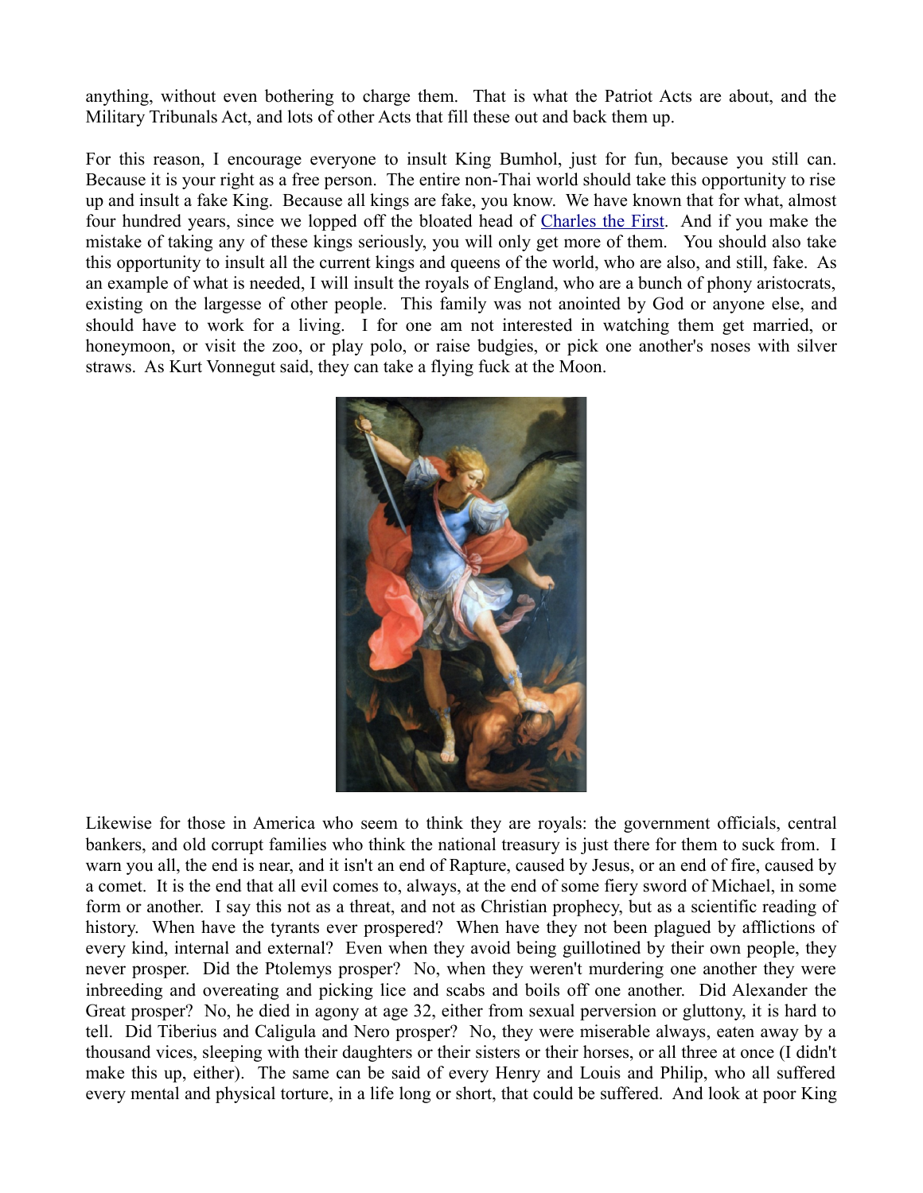anything, without even bothering to charge them. That is what the Patriot Acts are about, and the Military Tribunals Act, and lots of other Acts that fill these out and back them up.

For this reason, I encourage everyone to insult King Bumhol, just for fun, because you still can. Because it is your right as a free person. The entire non-Thai world should take this opportunity to rise up and insult a fake King. Because all kings are fake, you know. We have known that for what, almost four hundred years, since we lopped off the bloated head of Charles the First. And if you make the mistake of taking any of these kings seriously, you will only get more of them. You should also take this opportunity to insult all the current kings and queens of the world, who are also, and still, fake. As an example of what is needed, I will insult the royals of England, who are a bunch of phony aristocrats, existing on the largesse of other people. This family was not anointed by God or anyone else, and should have to work for a living. I for one am not interested in watching them get married, or honeymoon, or visit the zoo, or play polo, or raise budgies, or pick one another's noses with silver straws. As Kurt Vonnegut said, they can take a flying fuck at the Moon.

Likewise for those in America who seem to think they are royals: the government officials, central bankers, and old corrupt families who think the national treasury is just there for them to suck from. I warn you all, the end is near, and it isn't an end of Rapture, caused by Jesus, or an end of fire, caused by a comet. It is the end that all evil comes to, always, at the end of some fiery sword of Michael, in some form or another. I say this not as a threat, and not as Christian prophecy, but as a scientific reading of history. When have the tyrants ever prospered? When have they not been plagued by afflictions of every kind, internal and external? Even when they avoid being guillotined by their own people, they never prosper. Did the Ptolemys prosper? No, when they weren't murdering one another they were inbreeding and overeating and picking lice and scabs and boils off one another. Did Alexander the Great prosper? No, he died in agony at age 32, either from sexual perversion or gluttony, it is hard to tell. Did Tiberius and Caligula and Nero prosper? No, they were miserable always, eaten away by a thousand vices, sleeping with their daughters or their sisters or their horses, or all three at once (I didn't make this up, either). The same can be said of every Henry and Louis and Philip, who all suffered every mental and physical torture, in a life long or short, that could be suffered. And look at poor King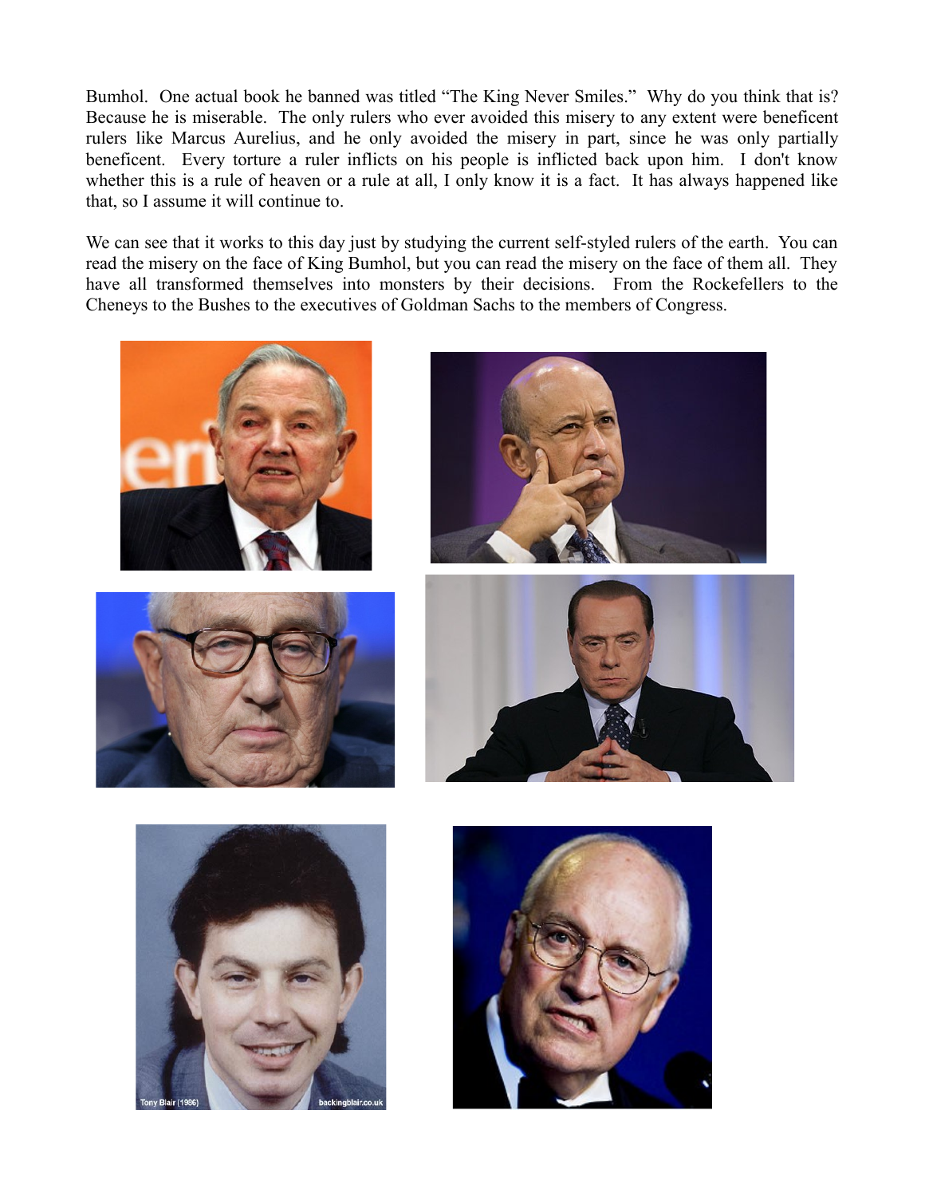Bumhol. One actual book he banned was titled "The King Never Smiles." Why do you think that is? Because he is miserable. The only rulers who ever avoided this misery to any extent were beneficent rulers like Marcus Aurelius, and he only avoided the misery in part, since he was only partially beneficent. Every torture a ruler inflicts on his people is inflicted back upon him. I don't know whether this is a rule of heaven or a rule at all, I only know it is a fact. It has always happened like that, so I assume it will continue to.

We can see that it works to this day just by studying the current self-styled rulers of the earth. You can read the misery on the face of King Bumhol, but you can read the misery on the face of them all. They have all transformed themselves into monsters by their decisions. From the Rockefellers to the Cheneys to the Bushes to the executives of Goldman Sachs to the members of Congress.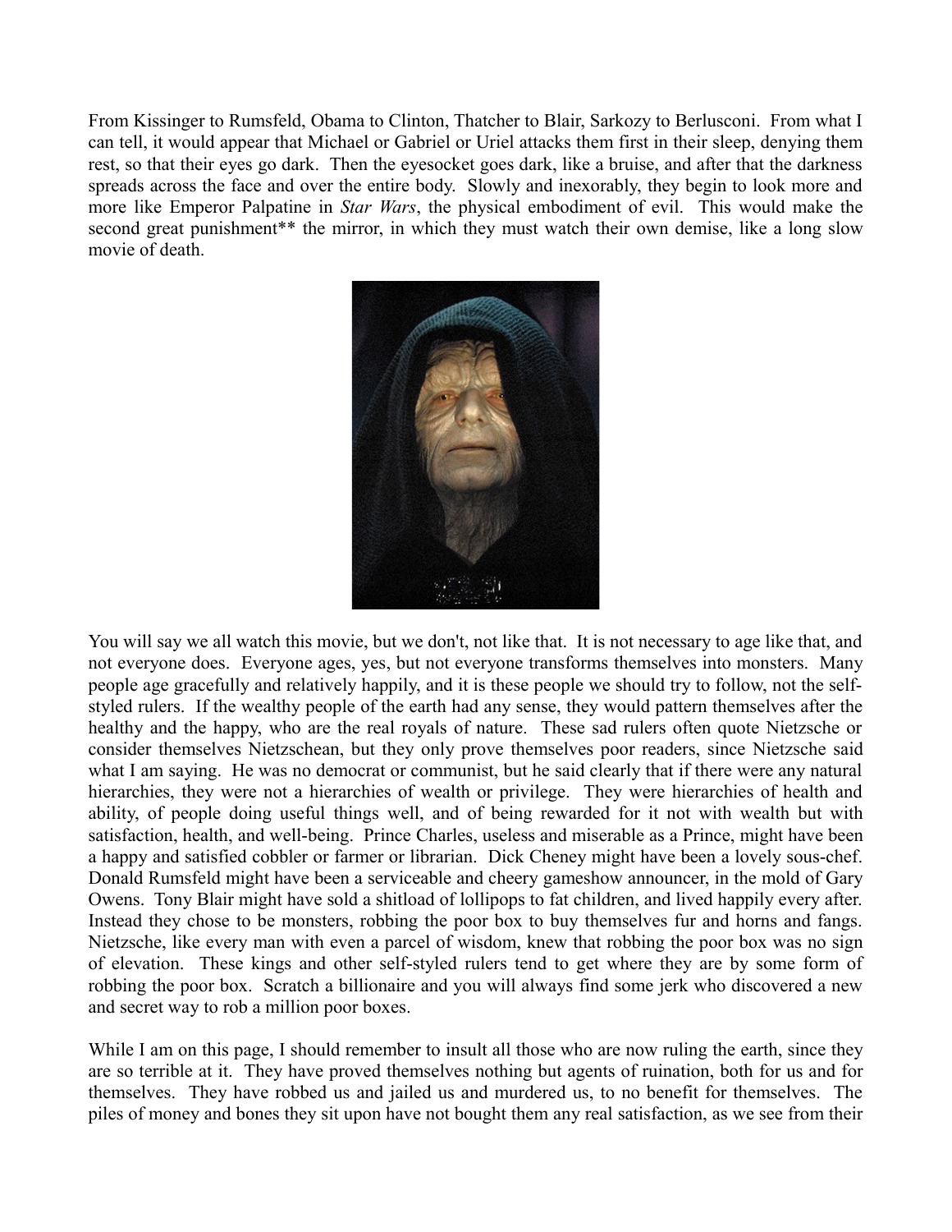From Kissinger to Rumsfeld, Obama to Clinton, Thatcher to Blair, Sarkozy to Berlusconi. From what I can tell, it would appear that Michael or Gabriel or Uriel attacks them first in their sleep, denying them rest, so that their eyes go dark. Then the eyesocket goes dark, like a bruise, and after that the darkness spreads across the face and over the entire body. Slowly and inexorably, they begin to look more and more like Emperor Palpatine in *Star Wars*, the physical embodiment of evil. This would make the second great punishment** the mirror, in which they must watch their own demise, like a long slow movie of death.

You will say we all watch this movie, but we don't, not like that. It is not necessary to age like that, and not everyone does. Everyone ages, yes, but not everyone transforms themselves into monsters. Many people age gracefully and relatively happily, and it is these people we should try to follow, not the self-styled rulers. If the wealthy people of the earth had any sense, they would pattern themselves after the healthy and the happy, who are the real royals of nature. These sad rulers often quote Nietzsche or consider themselves Nietzschean, but they only prove themselves poor readers, since Nietzsche said what I am saying. He was no democrat or communist, but he said clearly that if there were any natural hierarchies, they were not a hierarchies of wealth or privilege. They were hierarchies of health and ability, of people doing useful things well, and of being rewarded for it not with wealth but with satisfaction, health, and well-being. Prince Charles, useless and miserable as a Prince, might have been a happy and satisfied cobbler or farmer or librarian. Dick Cheney might have been a lovely sous-chef. Donald Rumsfeld might have been a serviceable and cheery gameshow announcer, in the mold of Gary Owens. Tony Blair might have sold a shitload of lollipops to fat children, and lived happily every after. Instead they chose to be monsters, robbing the poor box to buy themselves fur and horns and fangs. Nietzsche, like every man with even a parcel of wisdom, knew that robbing the poor box was no sign of elevation. These kings and other self-styled rulers tend to get where they are by some form of robbing the poor box. Scratch a billionaire and you will always find some jerk who discovered a new and secret way to rob a million poor boxes.

While I am on this page, I should remember to insult all those who are now ruling the earth, since they are so terrible at it. They have proved themselves nothing but agents of ruination, both for us and for themselves. They have robbed us and jailed us and murdered us, to no benefit for themselves. The piles of money and bones they sit upon have not bought them any real satisfaction, as we see from their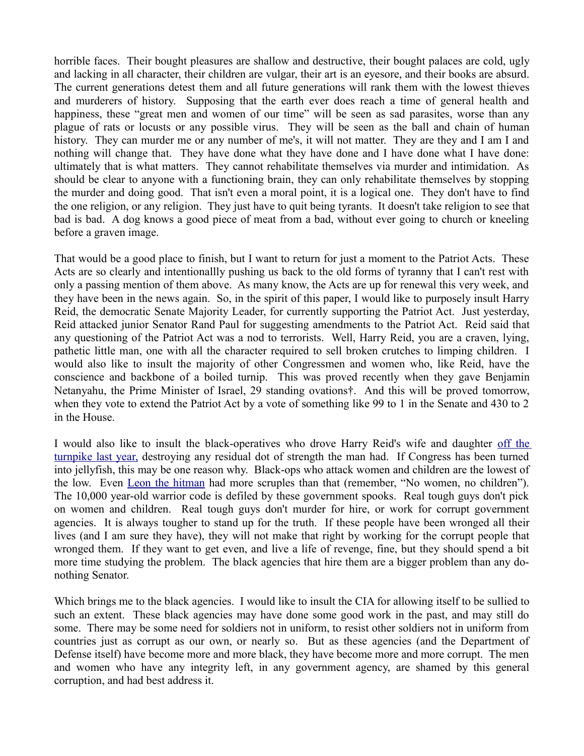horrible faces. Their bought pleasures are shallow and destructive, their bought palaces are cold, ugly and lacking in all character, their children are vulgar, their art is an eyesore, and their books are absurd. The current generations detest them and all future generations will rank them with the lowest thieves and murderers of history. Supposing that the earth ever does reach a time of general health and happiness, these "great men and women of our time" will be seen as sad parasites, worse than any plague of rats or locusts or any possible virus. They will be seen as the ball and chain of human history. They can murder me or any number of me's, it will not matter. They are they and I am I and nothing will change that. They have done what they have done and I have done what I have done: ultimately that is what matters. They cannot rehabilitate themselves via murder and intimidation. As should be clear to anyone with a functioning brain, they can only rehabilitate themselves by stopping the murder and doing good. That isn't even a moral point, it is a logical one. They don't have to find the one religion, or any religion. They just have to quit being tyrants. It doesn't take religion to see that bad is bad. A dog knows a good piece of meat from a bad, without ever going to church or kneeling before a graven image.

That would be a good place to finish, but I want to return for just a moment to the Patriot Acts. These Acts are so clearly and intentionallly pushing us back to the old forms of tyranny that I can't rest with only a passing mention of them above. As many know, the Acts are up for renewal this very week, and they have been in the news again. So, in the spirit of this paper, I would like to purposely insult Harry Reid, the democratic Senate Majority Leader, for currently supporting the Patriot Act. Just yesterday, Reid attacked junior Senator Rand Paul for suggesting amendments to the Patriot Act. Reid said that any questioning of the Patriot Act was a nod to terrorists. Well, Harry Reid, you are a craven, lying, pathetic little man, one with all the character required to sell broken crutches to limping children. I would also like to insult the majority of other Congressmen and women who, like Reid, have the conscience and backbone of a boiled turnip. This was proved recently when they gave Benjamin Netanyahu, the Prime Minister of Israel, 29 standing ovations†. And this will be proved tomorrow, when they vote to extend the Patriot Act by a vote of something like 99 to 1 in the Senate and 430 to 2 in the House.

I would also like to insult the black-operatives who drove Harry Reid's wife and daughter off the turnpike last year, destroying any residual dot of strength the man had. If Congress has been turned into jellyfish, this may be one reason why. Black-ops who attack women and children are the lowest of the low. Even Leon the hitman had more scruples than that (remember, "No women, no children"). The 10,000 year-old warrior code is defiled by these government spooks. Real tough guys don't pick on women and children. Real tough guys don't murder for hire, or work for corrupt government agencies. It is always tougher to stand up for the truth. If these people have been wronged all their lives (and I am sure they have), they will not make that right by working for the corrupt people that wronged them. If they want to get even, and live a life of revenge, fine, but they should spend a bit more time studying the problem. The black agencies that hire them are a bigger problem than any do-nothing Senator.

Which brings me to the black agencies. I would like to insult the CIA for allowing itself to be sullied to such an extent. These black agencies may have done some good work in the past, and may still do some. There may be some need for soldiers not in uniform, to resist other soldiers not in uniform from countries just as corrupt as our own, or nearly so. But as these agencies (and the Department of Defense itself) have become more and more black, they have become more and more corrupt. The men and women who have any integrity left, in any government agency, are shamed by this general corruption, and had best address it.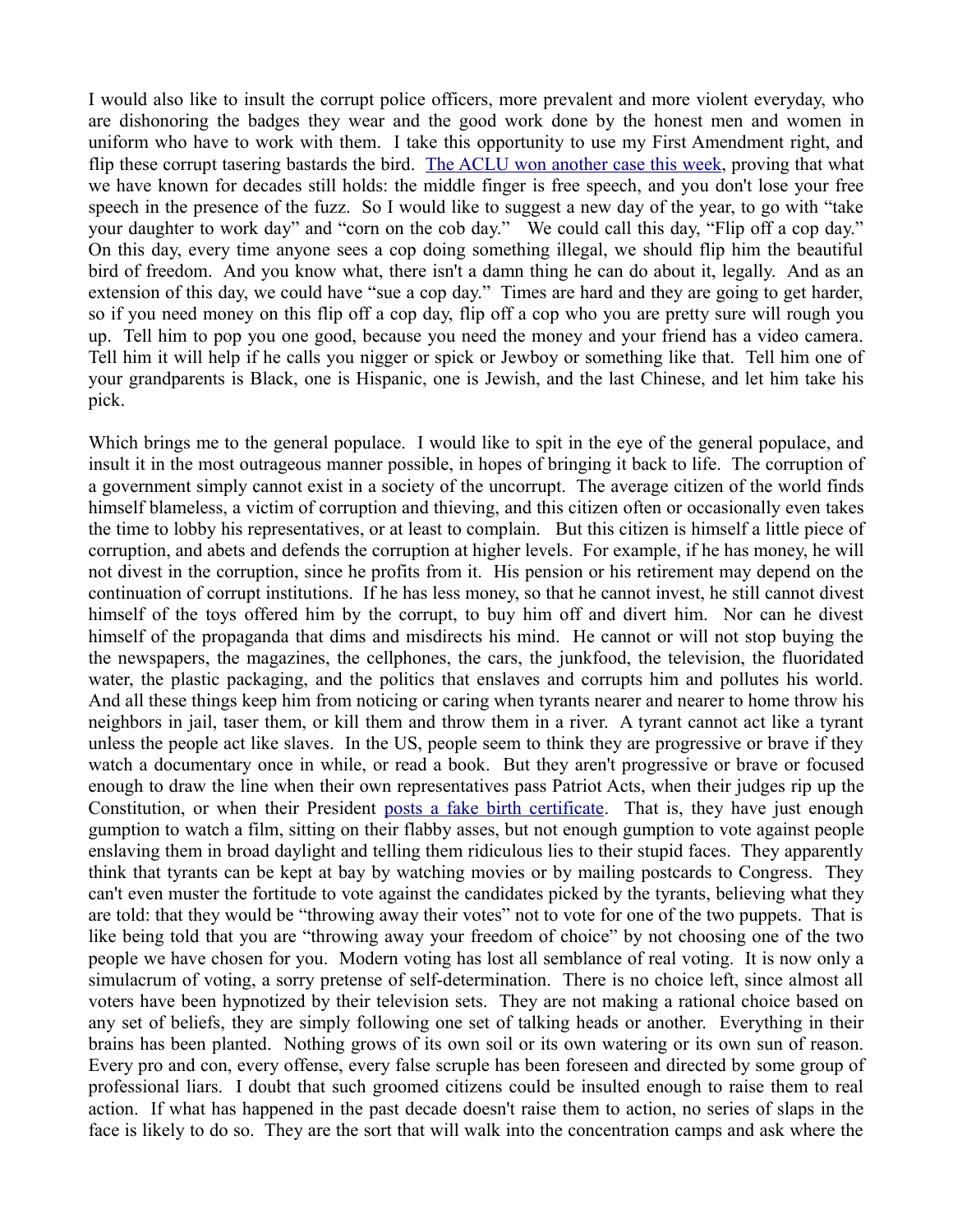I would also like to insult the corrupt police officers, more prevalent and more violent everyday, who are dishonoring the badges they wear and the good work done by the honest men and women in uniform who have to work with them. I take this opportunity to use my First Amendment right, and flip these corrupt tasering bastards the bird. The ACLU won another case this week, proving that what we have known for decades still holds: the middle finger is free speech, and you don't lose your free speech in the presence of the fuzz. So I would like to suggest a new day of the year, to go with "take your daughter to work day" and "corn on the cob day." We could call this day, "Flip off a cop day." On this day, every time anyone sees a cop doing something illegal, we should flip him the beautiful bird of freedom. And you know what, there isn't a damn thing he can do about it, legally. And as an extension of this day, we could have "sue a cop day." Times are hard and they are going to get harder, so if you need money on this flip off a cop day, flip off a cop who you are pretty sure will rough you up. Tell him to pop you one good, because you need the money and your friend has a video camera. Tell him it will help if he calls you nigger or spick or Jewboy or something like that. Tell him one of your grandparents is Black, one is Hispanic, one is Jewish, and the last Chinese, and let him take his pick.

Which brings me to the general populace. I would like to spit in the eye of the general populace, and insult it in the most outrageous manner possible, in hopes of bringing it back to life. The corruption of a government simply cannot exist in a society of the uncorrupt. The average citizen of the world finds himself blameless, a victim of corruption and thieving, and this citizen often or occasionally even takes the time to lobby his representatives, or at least to complain. But this citizen is himself a little piece of corruption, and abets and defends the corruption at higher levels. For example, if he has money, he will not divest in the corruption, since he profits from it. His pension or his retirement may depend on the continuation of corrupt institutions. If he has less money, so that he cannot invest, he still cannot divest himself of the toys offered him by the corrupt, to buy him off and divert him. Nor can he divest himself of the propaganda that dims and misdirects his mind. He cannot or will not stop buying the the newspapers, the magazines, the cellphones, the cars, the junkfood, the television, the fluoridated water, the plastic packaging, and the politics that enslaves and corrupts him and pollutes his world. And all these things keep him from noticing or caring when tyrants nearer and nearer to home throw his neighbors in jail, taser them, or kill them and throw them in a river. A tyrant cannot act like a tyrant unless the people act like slaves. In the US, people seem to think they are progressive or brave if they watch a documentary once in while, or read a book. But they aren't progressive or brave or focused enough to draw the line when their own representatives pass Patriot Acts, when their judges rip up the Constitution, or when their President posts a fake birth certificate. That is, they have just enough gumption to watch a film, sitting on their flabby asses, but not enough gumption to vote against people enslaving them in broad daylight and telling them ridiculous lies to their stupid faces. They apparently think that tyrants can be kept at bay by watching movies or by mailing postcards to Congress. They can't even muster the fortitude to vote against the candidates picked by the tyrants, believing what they are told: that they would be "throwing away their votes" not to vote for one of the two puppets. That is like being told that you are "throwing away your freedom of choice" by not choosing one of the two people we have chosen for you. Modern voting has lost all semblance of real voting. It is now only a simulacrum of voting, a sorry pretense of self-determination. There is no choice left, since almost all voters have been hypnotized by their television sets. They are not making a rational choice based on any set of beliefs, they are simply following one set of talking heads or another. Everything in their brains has been planted. Nothing grows of its own soil or its own watering or its own sun of reason. Every pro and con, every offense, every false scruple has been foreseen and directed by some group of professional liars. I doubt that such groomed citizens could be insulted enough to raise them to real action. If what has happened in the past decade doesn't raise them to action, no series of slaps in the face is likely to do so. They are the sort that will walk into the concentration camps and ask where the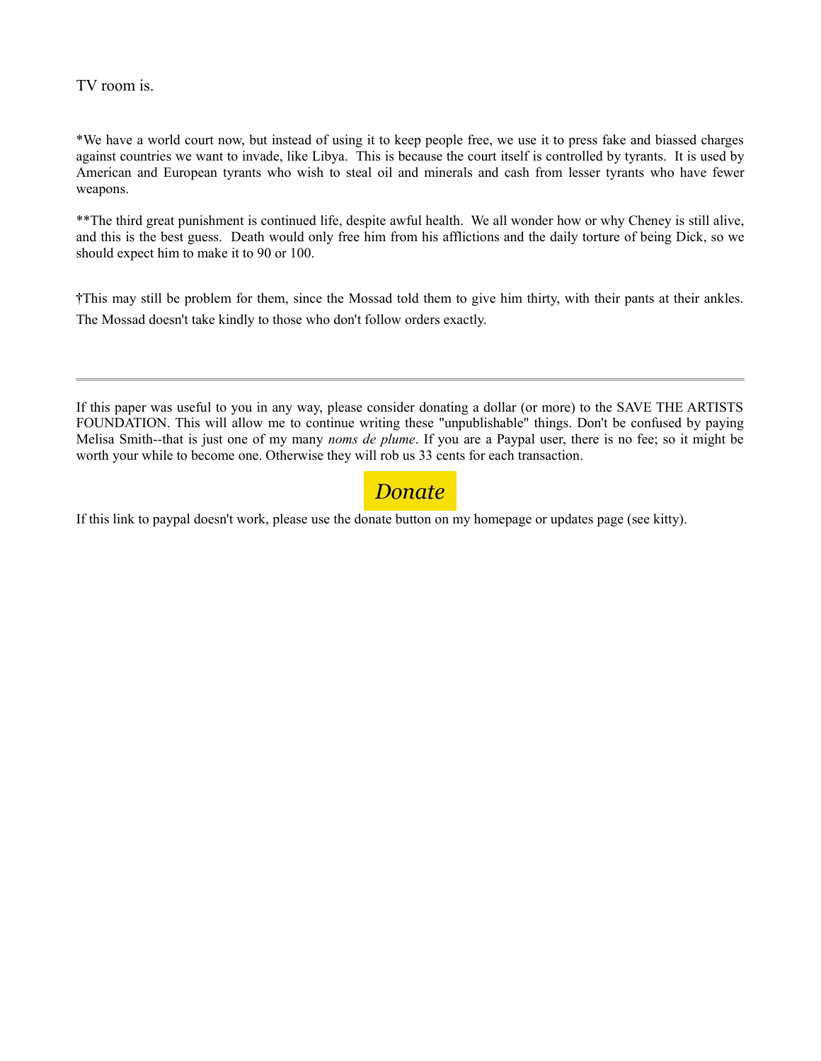TV room is.

*We have a world court now, but instead of using it to keep people free, we use it to press fake and biassed charges against countries we want to invade, like Libya. This is because the court itself is controlled by tyrants. It is used by American and European tyrants who wish to steal oil and minerals and cash from lesser tyrants who have fewer weapons.

**The third great punishment is continued life, despite awful health. We all wonder how or why Cheney is still alive, and this is the best guess. Death would only free him from his afflictions and the daily torture of being Dick, so we should expect him to make it to 90 or 100.

†This may still be problem for them, since the Mossad told them to give him thirty, with their pants at their ankles. The Mossad doesn't take kindly to those who don't follow orders exactly.

---

If this paper was useful to you in any way, please consider donating a dollar (or more) to the SAVE THE ARTISTS FOUNDATION. This will allow me to continue writing these "unpublishable" things. Don't be confused by paying Melisa Smith--that is just one of my many *noms de plume*. If you are a Paypal user, there is no fee; so it might be worth your while to become one. Otherwise they will rob us 33 cents for each transaction.

*Donate*

If this link to paypal doesn't work, please use the donate button on my homepage or updates page (see kitty).